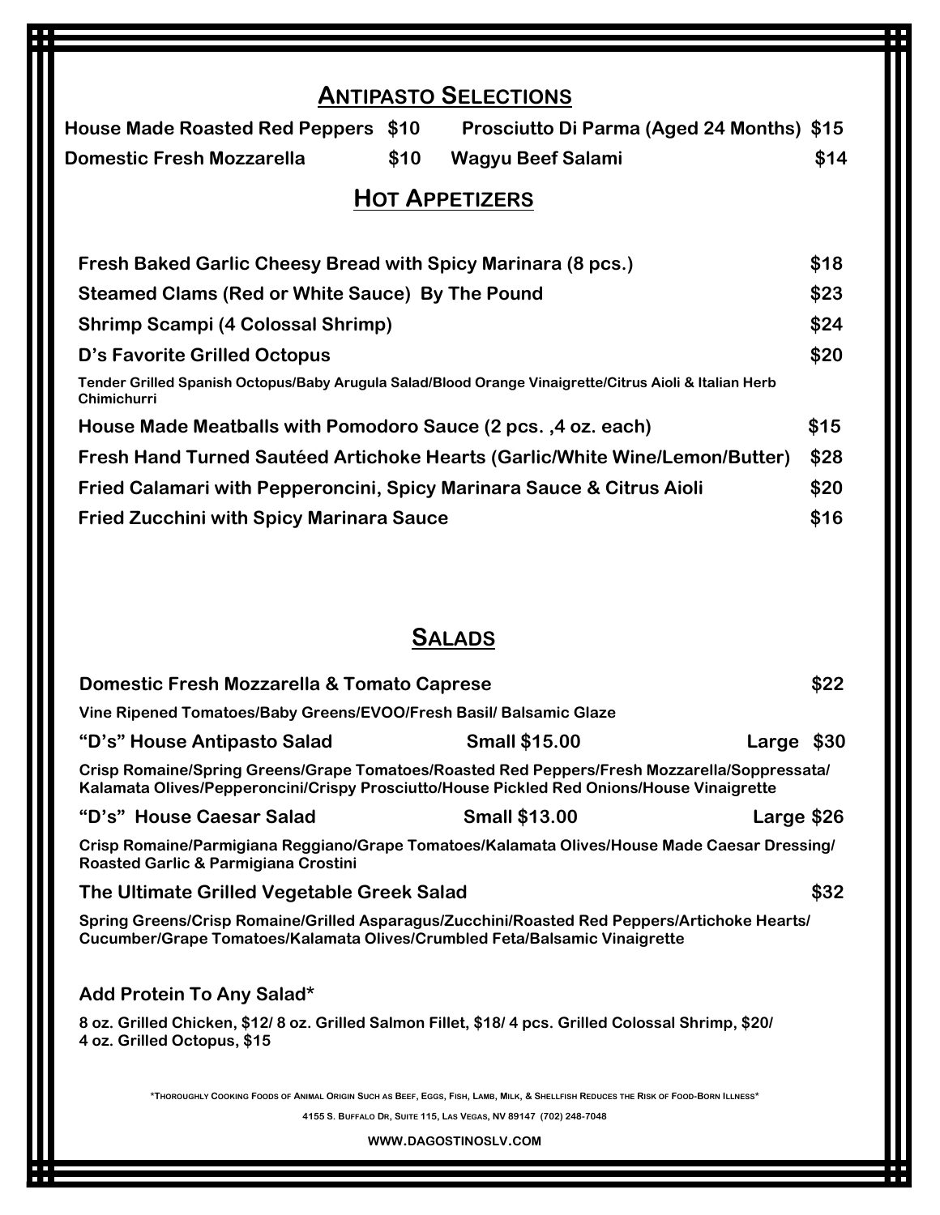## Antipasto Selections

**House Made Roasted Red Peppers** $10

**Prosciutto Di Parma (Aged 24 Months)** $15

**Domestic Fresh Mozzarella** $10

**Wagyu Beef Salami** $14

## Hot Appetizers

**Fresh Baked Garlic Cheesy Bread with Spicy Marinara (8 pcs.)** $18

**Steamed Clams (Red or White Sauce) By The Pound** $23

**Shrimp Scampi (4 Colossal Shrimp)** $24

**D's Favorite Grilled Octopus** $20

Tender Grilled Spanish Octopus/Baby Arugula Salad/Blood Orange Vinaigrette/Citrus Aioli & Italian Herb Chimichurri

**House Made Meatballs with Pomodoro Sauce (2 pcs. ,4 oz. each)** $15

**Fresh Hand Turned Sautéed Artichoke Hearts (Garlic/White Wine/Lemon/Butter)** $28

**Fried Calamari with Pepperoncini, Spicy Marinara Sauce & Citrus Aioli** $20

**Fried Zucchini with Spicy Marinara Sauce** $16

## Salads

**Domestic Fresh Mozzarella & Tomato Caprese** $22

Vine Ripened Tomatoes/Baby Greens/EVOO/Fresh Basil/ Balsamic Glaze

**"D's" House Antipasto Salad** Small $15.00 Large $30

Crisp Romaine/Spring Greens/Grape Tomatoes/Roasted Red Peppers/Fresh Mozzarella/Soppressata/ Kalamata Olives/Pepperoncini/Crispy Prosciutto/House Pickled Red Onions/House Vinaigrette

**"D's" House Caesar Salad** Small $13.00 Large $26

Crisp Romaine/Parmigiana Reggiano/Grape Tomatoes/Kalamata Olives/House Made Caesar Dressing/ Roasted Garlic & Parmigiana Crostini

**The Ultimate Grilled Vegetable Greek Salad** $32

Spring Greens/Crisp Romaine/Grilled Asparagus/Zucchini/Roasted Red Peppers/Artichoke Hearts/ Cucumber/Grape Tomatoes/Kalamata Olives/Crumbled Feta/Balsamic Vinaigrette

**Add Protein To Any Salad***

8 oz. Grilled Chicken, $12/ 8 oz. Grilled Salmon Fillet, $18/ 4 pcs. Grilled Colossal Shrimp, $20/ 4 oz. Grilled Octopus, $15

*Thoroughly Cooking Foods of Animal Origin Such as Beef, Eggs, Fish, Lamb, Milk, & Shellfish Reduces the Risk of Food-Born Illness*

4155 S. Buffalo Dr, Suite 115, Las Vegas, NV 89147 (702) 248-7048

WWW.DAGOSTINOSLV.COM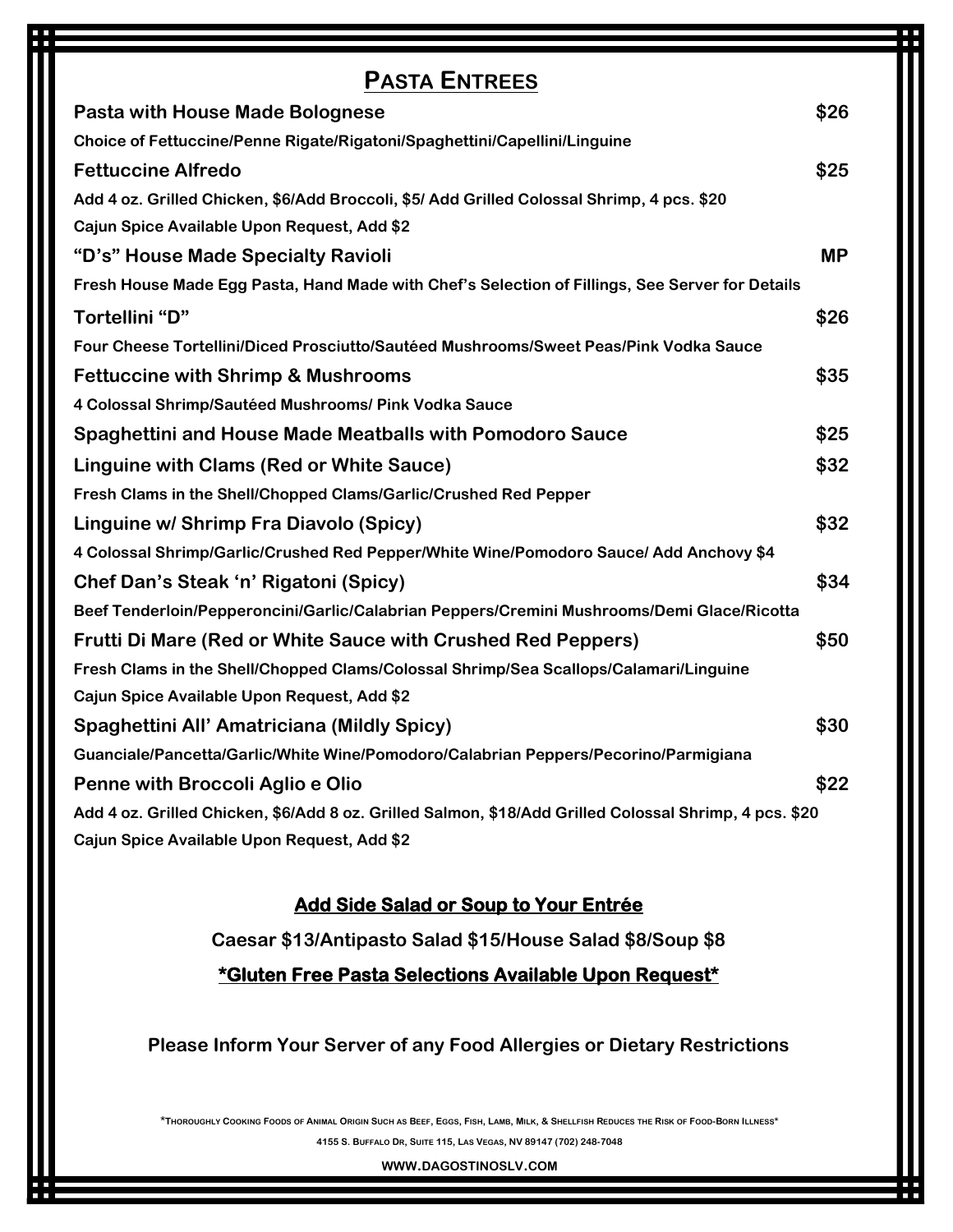## Pasta Entrees

**Pasta with House Made Bolognese** **$26**
Choice of Fettuccine/Penne Rigate/Rigatoni/Spaghettini/Capellini/Linguine

**Fettuccine Alfredo** **$25**
Add 4 oz. Grilled Chicken, $6/Add Broccoli, $5/ Add Grilled Colossal Shrimp, 4 pcs. $20
Cajun Spice Available Upon Request, Add $2

**"D's" House Made Specialty Ravioli** **MP**
Fresh House Made Egg Pasta, Hand Made with Chef's Selection of Fillings, See Server for Details

**Tortellini "D"** **$26**
Four Cheese Tortellini/Diced Prosciutto/Sautéed Mushrooms/Sweet Peas/Pink Vodka Sauce

**Fettuccine with Shrimp & Mushrooms** **$35**
4 Colossal Shrimp/Sautéed Mushrooms/ Pink Vodka Sauce

**Spaghettini and House Made Meatballs with Pomodoro Sauce** **$25**

**Linguine with Clams (Red or White Sauce)** **$32**
Fresh Clams in the Shell/Chopped Clams/Garlic/Crushed Red Pepper

**Linguine w/ Shrimp Fra Diavolo (Spicy)** **$32**
4 Colossal Shrimp/Garlic/Crushed Red Pepper/White Wine/Pomodoro Sauce/ Add Anchovy $4

**Chef Dan's Steak 'n' Rigatoni (Spicy)** **$34**
Beef Tenderloin/Pepperoncini/Garlic/Calabrian Peppers/Cremini Mushrooms/Demi Glace/Ricotta

**Frutti Di Mare (Red or White Sauce with Crushed Red Peppers)** **$50**
Fresh Clams in the Shell/Chopped Clams/Colossal Shrimp/Sea Scallops/Calamari/Linguine
Cajun Spice Available Upon Request, Add $2

**Spaghettini All' Amatriciana (Mildly Spicy)** **$30**
Guanciale/Pancetta/Garlic/White Wine/Pomodoro/Calabrian Peppers/Pecorino/Parmigiana

**Penne with Broccoli Aglio e Olio** **$22**
Add 4 oz. Grilled Chicken, $6/Add 8 oz. Grilled Salmon, $18/Add Grilled Colossal Shrimp, 4 pcs. $20
Cajun Spice Available Upon Request, Add $2

**Add Side Salad or Soup to Your Entrée**

**Caesar $13/Antipasto Salad $15/House Salad $8/Soup $8**

***Gluten Free Pasta Selections Available Upon Request***

**Please Inform Your Server of any Food Allergies or Dietary Restrictions**

*Thoroughly Cooking Foods of Animal Origin Such as Beef, Eggs, Fish, Lamb, Milk, & Shellfish Reduces the Risk of Food-Born Illness*

4155 S. Buffalo Dr, Suite 115, Las Vegas, NV 89147 (702) 248-7048

WWW.DAGOSTINOSLV.COM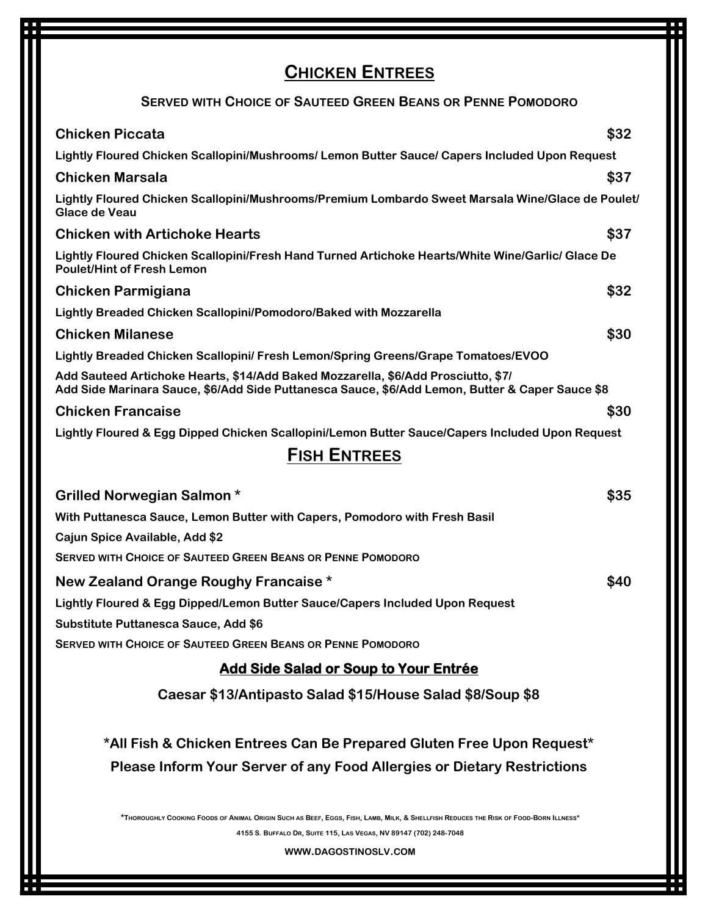## CHICKEN ENTREES

**SERVED WITH CHOICE OF SAUTEED GREEN BEANS OR PENNE POMODORO**

**Chicken Piccata** — **$32**

**Lightly Floured Chicken Scallopini/Mushrooms/ Lemon Butter Sauce/ Capers Included Upon Request**

**Chicken Marsala** — **$37**

**Lightly Floured Chicken Scallopini/Mushrooms/Premium Lombardo Sweet Marsala Wine/Glace de Poulet/ Glace de Veau**

**Chicken with Artichoke Hearts** — **$37**

**Lightly Floured Chicken Scallopini/Fresh Hand Turned Artichoke Hearts/White Wine/Garlic/ Glace De Poulet/Hint of Fresh Lemon**

**Chicken Parmigiana** — **$32**

**Lightly Breaded Chicken Scallopini/Pomodoro/Baked with Mozzarella**

**Chicken Milanese** — **$30**

**Lightly Breaded Chicken Scallopini/ Fresh Lemon/Spring Greens/Grape Tomatoes/EVOO**

**Add Sauteed Artichoke Hearts, $14/Add Baked Mozzarella, $6/Add Prosciutto, $7/**
**Add Side Marinara Sauce, $6/Add Side Puttanesca Sauce, $6/Add Lemon, Butter & Caper Sauce $8**

**Chicken Francaise** — **$30**

**Lightly Floured & Egg Dipped Chicken Scallopini/Lemon Butter Sauce/Capers Included Upon Request**

## FISH ENTREES

**Grilled Norwegian Salmon *** — **$35**

**With Puttanesca Sauce, Lemon Butter with Capers, Pomodoro with Fresh Basil**

**Cajun Spice Available, Add $2**

**SERVED WITH CHOICE OF SAUTEED GREEN BEANS OR PENNE POMODORO**

**New Zealand Orange Roughy Francaise *** — **$40**

**Lightly Floured & Egg Dipped/Lemon Butter Sauce/Capers Included Upon Request**

**Substitute Puttanesca Sauce, Add $6**

**SERVED WITH CHOICE OF SAUTEED GREEN BEANS OR PENNE POMODORO**

### Add Side Salad or Soup to Your Entrée

**Caesar $13/Antipasto Salad $15/House Salad $8/Soup $8**

**\*All Fish & Chicken Entrees Can Be Prepared Gluten Free Upon Request\***

**Please Inform Your Server of any Food Allergies or Dietary Restrictions**

*THOROUGHLY COOKING FOODS OF ANIMAL ORIGIN SUCH AS BEEF, EGGS, FISH, LAMB, MILK, & SHELLFISH REDUCES THE RISK OF FOOD-BORN ILLNESS*

4155 S. BUFFALO DR, SUITE 115, LAS VEGAS, NV 89147 (702) 248-7048

WWW.DAGOSTINOSLV.COM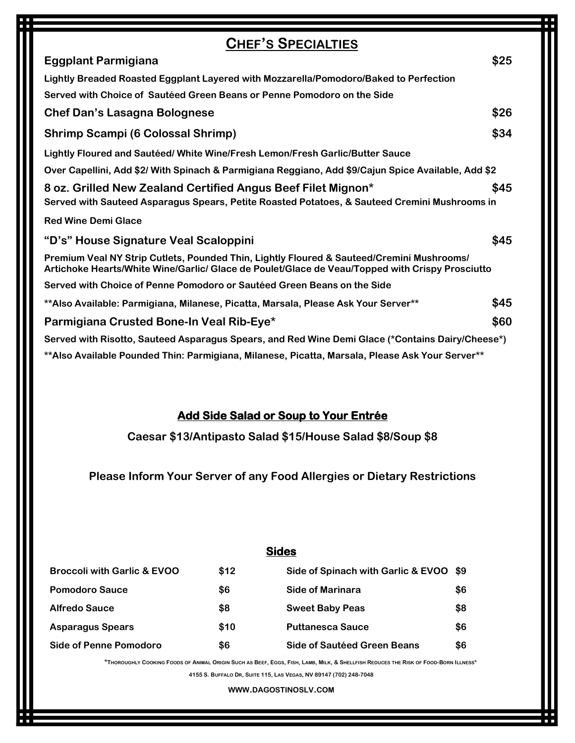## CHEF'S SPECIALTIES

**Eggplant Parmigiana** **$25**

Lightly Breaded Roasted Eggplant Layered with Mozzarella/Pomodoro/Baked to Perfection

Served with Choice of  Sautéed Green Beans or Penne Pomodoro on the Side

**Chef Dan's Lasagna Bolognese** **$26**

**Shrimp Scampi (6 Colossal Shrimp)** **$34**

Lightly Floured and Sautéed/ White Wine/Fresh Lemon/Fresh Garlic/Butter Sauce

Over Capellini, Add $2/ With Spinach & Parmigiana Reggiano, Add $9/Cajun Spice Available, Add $2

**8 oz. Grilled New Zealand Certified Angus Beef Filet Mignon*** **$45**

Served with Sauteed Asparagus Spears, Petite Roasted Potatoes, & Sauteed Cremini Mushrooms in Red Wine Demi Glace

**"D's" House Signature Veal Scaloppini** **$45**

Premium Veal NY Strip Cutlets, Pounded Thin, Lightly Floured & Sauteed/Cremini Mushrooms/ Artichoke Hearts/White Wine/Garlic/ Glace de Poulet/Glace de Veau/Topped with Crispy Prosciutto

Served with Choice of Penne Pomodoro or Sautéed Green Beans on the Side

**Also Available: Parmigiana, Milanese, Picatta, Marsala, Please Ask Your Server** **$45**

**Parmigiana Crusted Bone-In Veal Rib-Eye*** **$60**

Served with Risotto, Sauteed Asparagus Spears, and Red Wine Demi Glace (*Contains Dairy/Cheese*)

**Also Available Pounded Thin: Parmigiana, Milanese, Picatta, Marsala, Please Ask Your Server**

### Add Side Salad or Soup to Your Entrée

Caesar $13/Antipasto Salad $15/House Salad $8/Soup $8

Please Inform Your Server of any Food Allergies or Dietary Restrictions

### Sides

| | | | |
|---|---|---|---|
| Broccoli with Garlic & EVOO | $12 | Side of Spinach with Garlic & EVOO | $9 |
| Pomodoro Sauce | $6 | Side of Marinara | $6 |
| Alfredo Sauce | $8 | Sweet Baby Peas | $8 |
| Asparagus Spears | $10 | Puttanesca Sauce | $6 |
| Side of Penne Pomodoro | $6 | Side of Sautéed Green Beans | $6 |

*Thoroughly Cooking Foods of Animal Origin Such as Beef, Eggs, Fish, Lamb, Milk, & Shellfish Reduces the Risk of Food-Born Illness*

4155 S. Buffalo Dr, Suite 115, Las Vegas, NV 89147 (702) 248-7048

WWW.DAGOSTINOSLV.COM